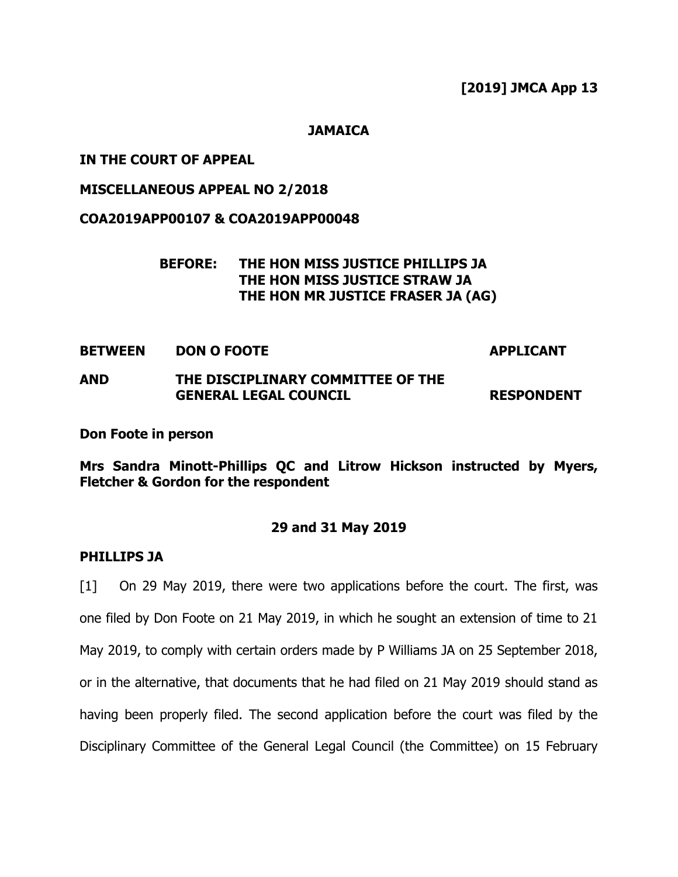**[2019] JMCA App 13**

**JAMAICA**

**IN THE COURT OF APPEAL**

**MISCELLANEOUS APPEAL NO 2/2018**

**COA2019APP00107 & COA2019APP00048**

**BEFORE: THE HON MISS JUSTICE PHILLIPS JA**
**THE HON MISS JUSTICE STRAW JA**
**THE HON MR JUSTICE FRASER JA (AG)**

| | | |
|---|---|---|
| **BETWEEN** | **DON O FOOTE** | **APPLICANT** |
| **AND** | **THE DISCIPLINARY COMMITTEE OF THE GENERAL LEGAL COUNCIL** | **RESPONDENT** |

**Don Foote in person**

**Mrs Sandra Minott-Phillips QC and Litrow Hickson instructed by Myers, Fletcher & Gordon for the respondent**

**29 and 31 May 2019**

**PHILLIPS JA**

[1] On 29 May 2019, there were two applications before the court. The first, was one filed by Don Foote on 21 May 2019, in which he sought an extension of time to 21 May 2019, to comply with certain orders made by P Williams JA on 25 September 2018, or in the alternative, that documents that he had filed on 21 May 2019 should stand as having been properly filed. The second application before the court was filed by the Disciplinary Committee of the General Legal Council (the Committee) on 15 February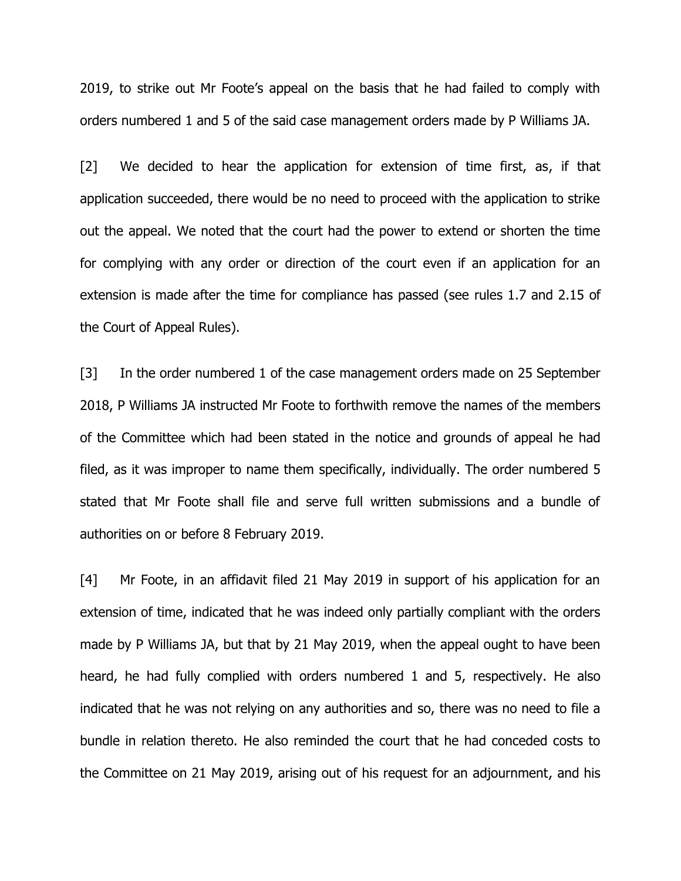2019, to strike out Mr Foote's appeal on the basis that he had failed to comply with orders numbered 1 and 5 of the said case management orders made by P Williams JA.

[2] We decided to hear the application for extension of time first, as, if that application succeeded, there would be no need to proceed with the application to strike out the appeal. We noted that the court had the power to extend or shorten the time for complying with any order or direction of the court even if an application for an extension is made after the time for compliance has passed (see rules 1.7 and 2.15 of the Court of Appeal Rules).

[3] In the order numbered 1 of the case management orders made on 25 September 2018, P Williams JA instructed Mr Foote to forthwith remove the names of the members of the Committee which had been stated in the notice and grounds of appeal he had filed, as it was improper to name them specifically, individually. The order numbered 5 stated that Mr Foote shall file and serve full written submissions and a bundle of authorities on or before 8 February 2019.

[4] Mr Foote, in an affidavit filed 21 May 2019 in support of his application for an extension of time, indicated that he was indeed only partially compliant with the orders made by P Williams JA, but that by 21 May 2019, when the appeal ought to have been heard, he had fully complied with orders numbered 1 and 5, respectively. He also indicated that he was not relying on any authorities and so, there was no need to file a bundle in relation thereto. He also reminded the court that he had conceded costs to the Committee on 21 May 2019, arising out of his request for an adjournment, and his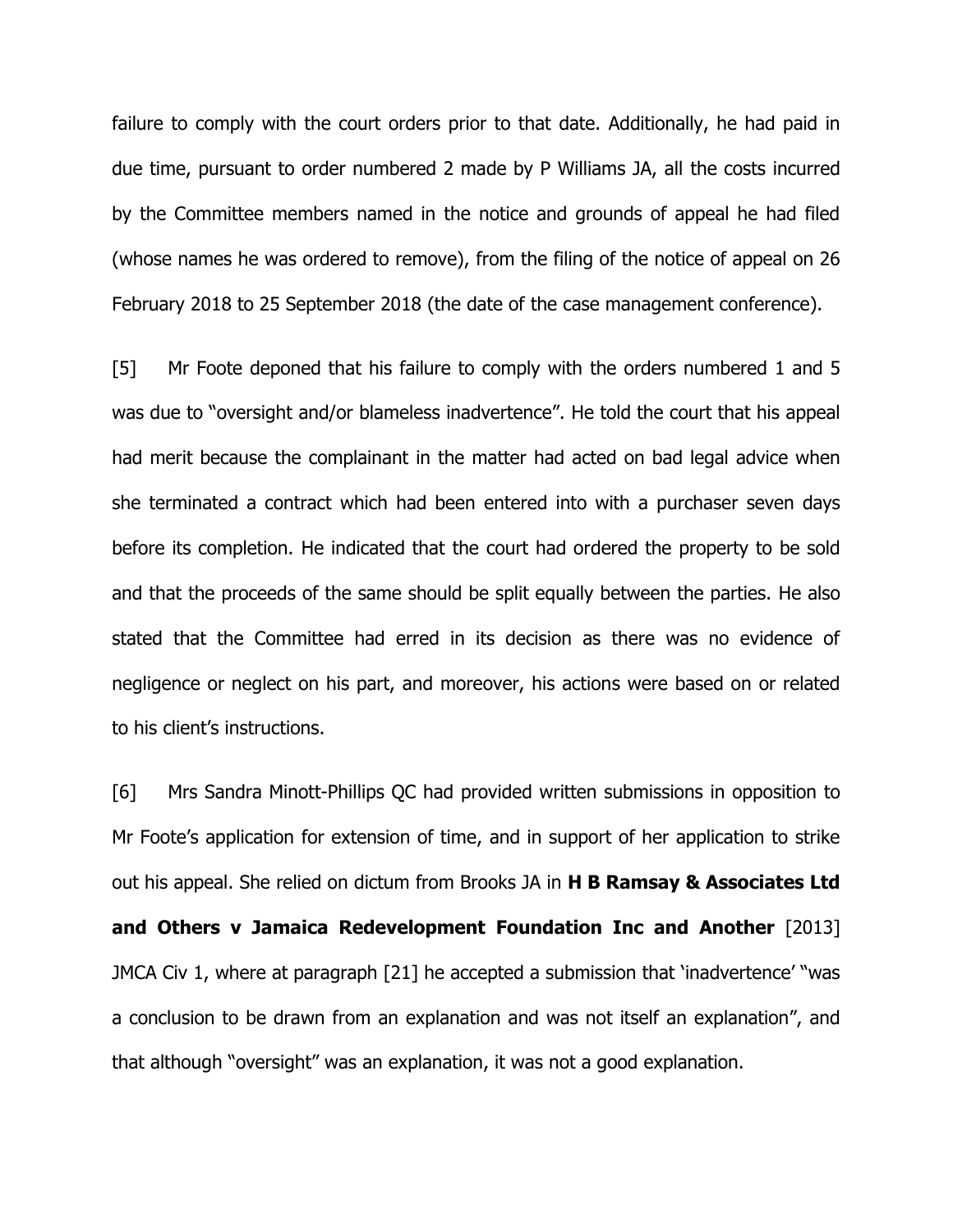failure to comply with the court orders prior to that date. Additionally, he had paid in due time, pursuant to order numbered 2 made by P Williams JA, all the costs incurred by the Committee members named in the notice and grounds of appeal he had filed (whose names he was ordered to remove), from the filing of the notice of appeal on 26 February 2018 to 25 September 2018 (the date of the case management conference).

[5] Mr Foote deponed that his failure to comply with the orders numbered 1 and 5 was due to "oversight and/or blameless inadvertence". He told the court that his appeal had merit because the complainant in the matter had acted on bad legal advice when she terminated a contract which had been entered into with a purchaser seven days before its completion. He indicated that the court had ordered the property to be sold and that the proceeds of the same should be split equally between the parties. He also stated that the Committee had erred in its decision as there was no evidence of negligence or neglect on his part, and moreover, his actions were based on or related to his client's instructions.

[6] Mrs Sandra Minott-Phillips QC had provided written submissions in opposition to Mr Foote's application for extension of time, and in support of her application to strike out his appeal. She relied on dictum from Brooks JA in **H B Ramsay & Associates Ltd and Others v Jamaica Redevelopment Foundation Inc and Another** [2013] JMCA Civ 1, where at paragraph [21] he accepted a submission that 'inadvertence' "was a conclusion to be drawn from an explanation and was not itself an explanation", and that although "oversight" was an explanation, it was not a good explanation.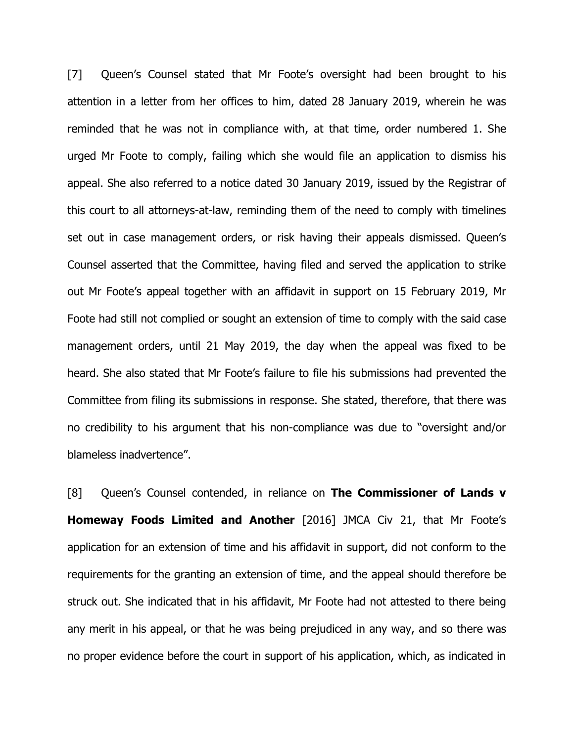[7] Queen's Counsel stated that Mr Foote's oversight had been brought to his attention in a letter from her offices to him, dated 28 January 2019, wherein he was reminded that he was not in compliance with, at that time, order numbered 1. She urged Mr Foote to comply, failing which she would file an application to dismiss his appeal. She also referred to a notice dated 30 January 2019, issued by the Registrar of this court to all attorneys-at-law, reminding them of the need to comply with timelines set out in case management orders, or risk having their appeals dismissed. Queen's Counsel asserted that the Committee, having filed and served the application to strike out Mr Foote's appeal together with an affidavit in support on 15 February 2019, Mr Foote had still not complied or sought an extension of time to comply with the said case management orders, until 21 May 2019, the day when the appeal was fixed to be heard. She also stated that Mr Foote's failure to file his submissions had prevented the Committee from filing its submissions in response. She stated, therefore, that there was no credibility to his argument that his non-compliance was due to "oversight and/or blameless inadvertence".

[8] Queen's Counsel contended, in reliance on **The Commissioner of Lands v Homeway Foods Limited and Another** [2016] JMCA Civ 21, that Mr Foote's application for an extension of time and his affidavit in support, did not conform to the requirements for the granting an extension of time, and the appeal should therefore be struck out. She indicated that in his affidavit, Mr Foote had not attested to there being any merit in his appeal, or that he was being prejudiced in any way, and so there was no proper evidence before the court in support of his application, which, as indicated in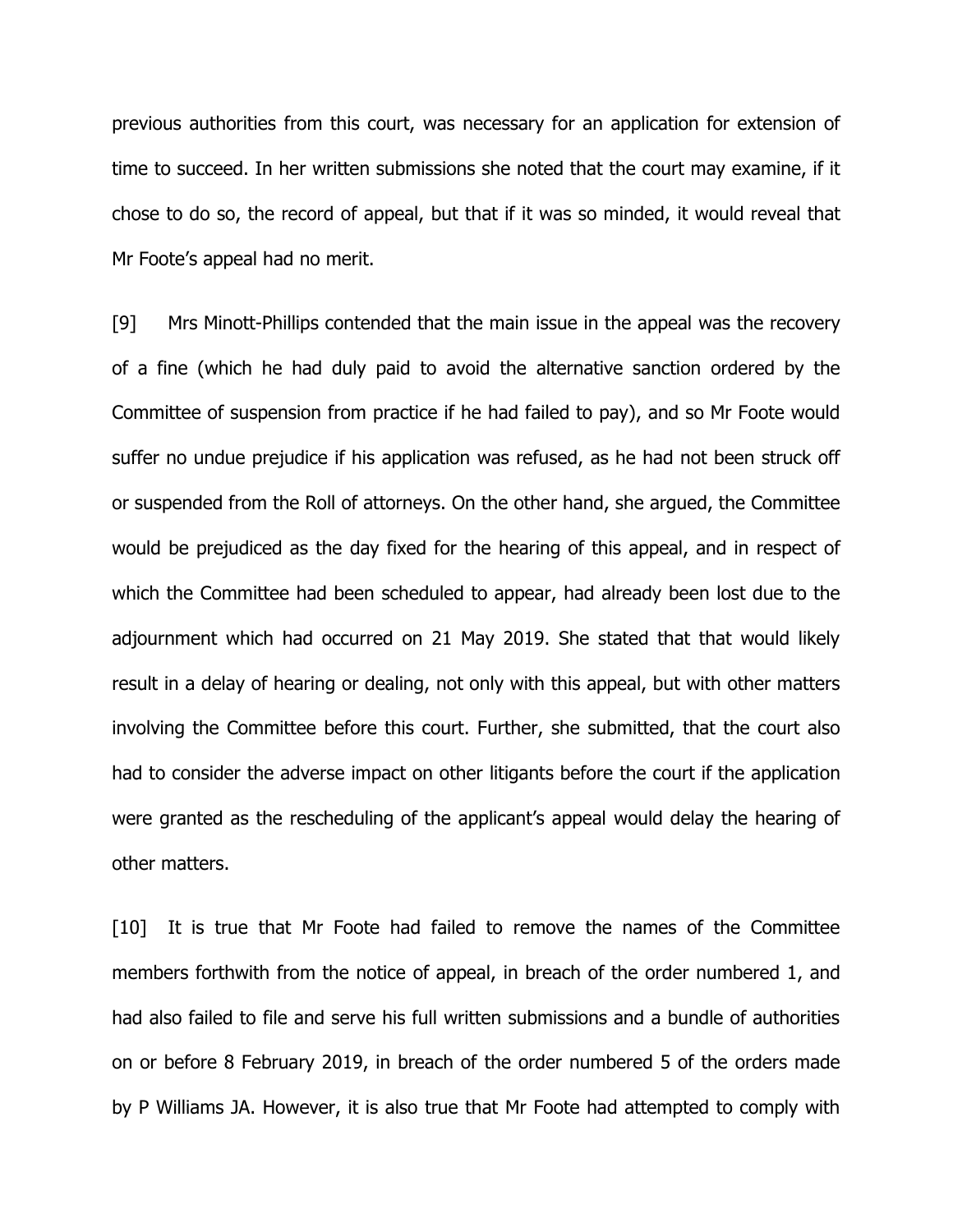previous authorities from this court, was necessary for an application for extension of time to succeed. In her written submissions she noted that the court may examine, if it chose to do so, the record of appeal, but that if it was so minded, it would reveal that Mr Foote's appeal had no merit.

[9] Mrs Minott-Phillips contended that the main issue in the appeal was the recovery of a fine (which he had duly paid to avoid the alternative sanction ordered by the Committee of suspension from practice if he had failed to pay), and so Mr Foote would suffer no undue prejudice if his application was refused, as he had not been struck off or suspended from the Roll of attorneys. On the other hand, she argued, the Committee would be prejudiced as the day fixed for the hearing of this appeal, and in respect of which the Committee had been scheduled to appear, had already been lost due to the adjournment which had occurred on 21 May 2019. She stated that that would likely result in a delay of hearing or dealing, not only with this appeal, but with other matters involving the Committee before this court. Further, she submitted, that the court also had to consider the adverse impact on other litigants before the court if the application were granted as the rescheduling of the applicant's appeal would delay the hearing of other matters.

[10] It is true that Mr Foote had failed to remove the names of the Committee members forthwith from the notice of appeal, in breach of the order numbered 1, and had also failed to file and serve his full written submissions and a bundle of authorities on or before 8 February 2019, in breach of the order numbered 5 of the orders made by P Williams JA. However, it is also true that Mr Foote had attempted to comply with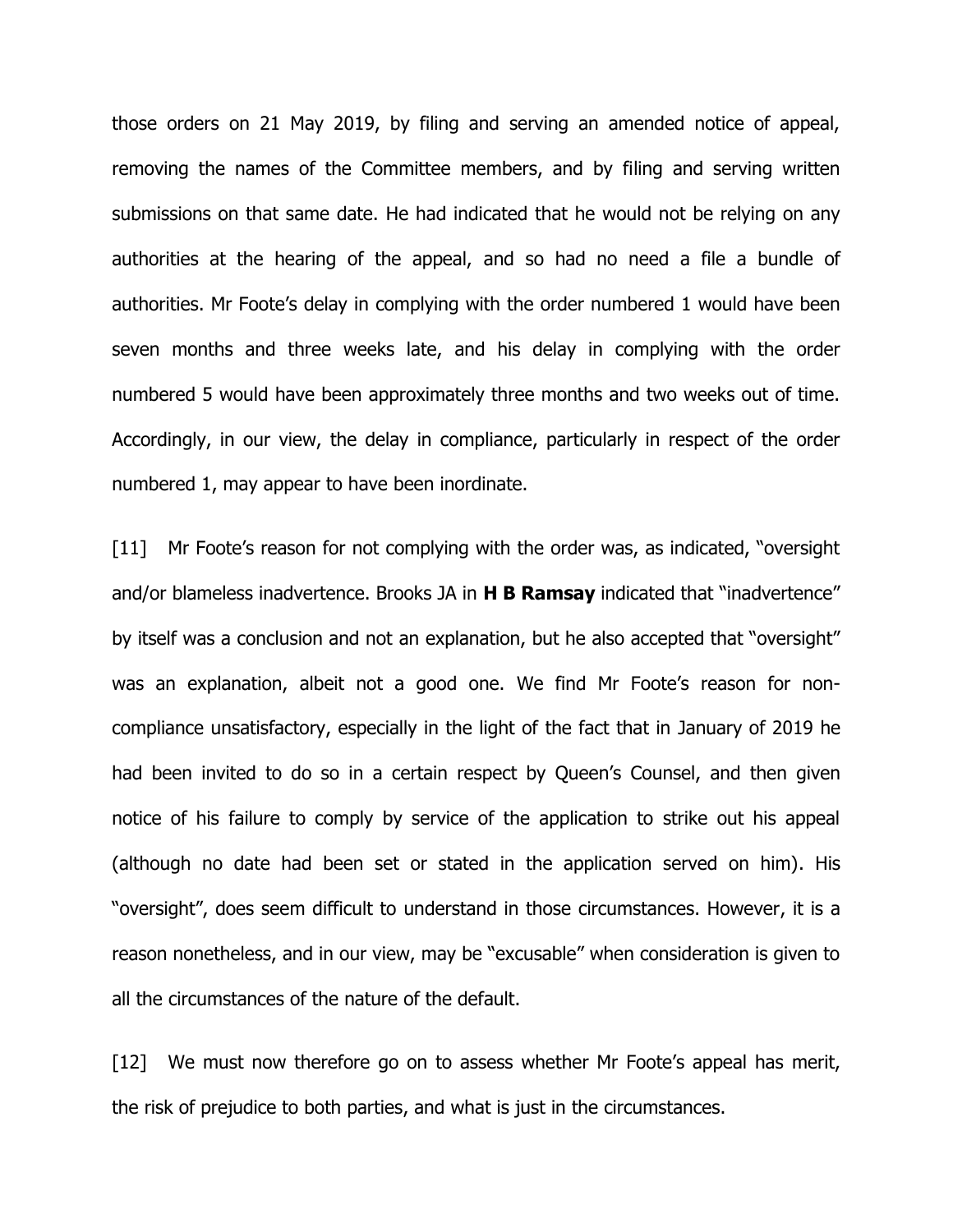those orders on 21 May 2019, by filing and serving an amended notice of appeal, removing the names of the Committee members, and by filing and serving written submissions on that same date. He had indicated that he would not be relying on any authorities at the hearing of the appeal, and so had no need a file a bundle of authorities. Mr Foote's delay in complying with the order numbered 1 would have been seven months and three weeks late, and his delay in complying with the order numbered 5 would have been approximately three months and two weeks out of time. Accordingly, in our view, the delay in compliance, particularly in respect of the order numbered 1, may appear to have been inordinate.

[11] Mr Foote's reason for not complying with the order was, as indicated, "oversight and/or blameless inadvertence. Brooks JA in **H B Ramsay** indicated that "inadvertence" by itself was a conclusion and not an explanation, but he also accepted that "oversight" was an explanation, albeit not a good one. We find Mr Foote's reason for non-compliance unsatisfactory, especially in the light of the fact that in January of 2019 he had been invited to do so in a certain respect by Queen's Counsel, and then given notice of his failure to comply by service of the application to strike out his appeal (although no date had been set or stated in the application served on him). His "oversight", does seem difficult to understand in those circumstances. However, it is a reason nonetheless, and in our view, may be "excusable" when consideration is given to all the circumstances of the nature of the default.

[12] We must now therefore go on to assess whether Mr Foote's appeal has merit, the risk of prejudice to both parties, and what is just in the circumstances.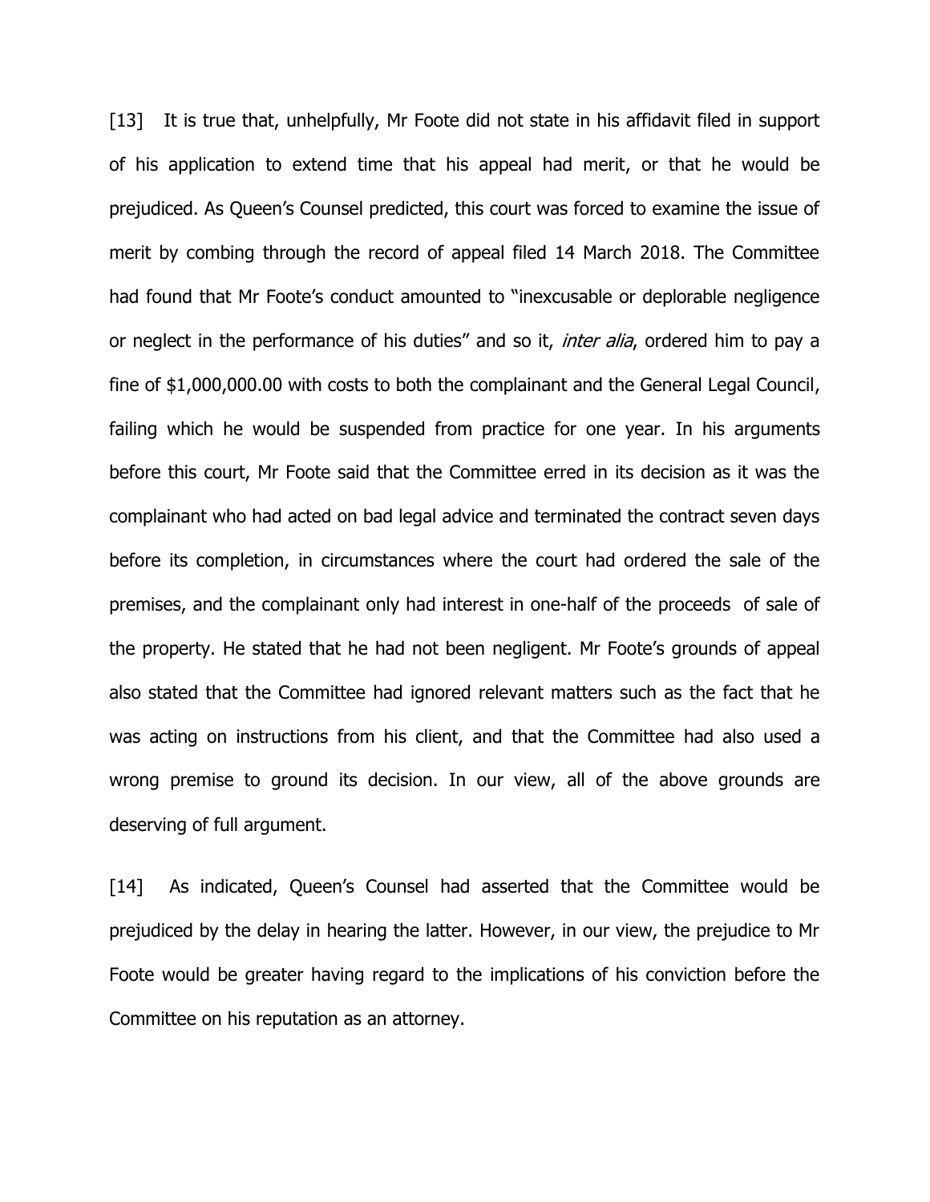[13] It is true that, unhelpfully, Mr Foote did not state in his affidavit filed in support of his application to extend time that his appeal had merit, or that he would be prejudiced. As Queen's Counsel predicted, this court was forced to examine the issue of merit by combing through the record of appeal filed 14 March 2018. The Committee had found that Mr Foote's conduct amounted to "inexcusable or deplorable negligence or neglect in the performance of his duties" and so it, *inter alia*, ordered him to pay a fine of $1,000,000.00 with costs to both the complainant and the General Legal Council, failing which he would be suspended from practice for one year. In his arguments before this court, Mr Foote said that the Committee erred in its decision as it was the complainant who had acted on bad legal advice and terminated the contract seven days before its completion, in circumstances where the court had ordered the sale of the premises, and the complainant only had interest in one-half of the proceeds of sale of the property. He stated that he had not been negligent. Mr Foote's grounds of appeal also stated that the Committee had ignored relevant matters such as the fact that he was acting on instructions from his client, and that the Committee had also used a wrong premise to ground its decision. In our view, all of the above grounds are deserving of full argument.

[14] As indicated, Queen's Counsel had asserted that the Committee would be prejudiced by the delay in hearing the latter. However, in our view, the prejudice to Mr Foote would be greater having regard to the implications of his conviction before the Committee on his reputation as an attorney.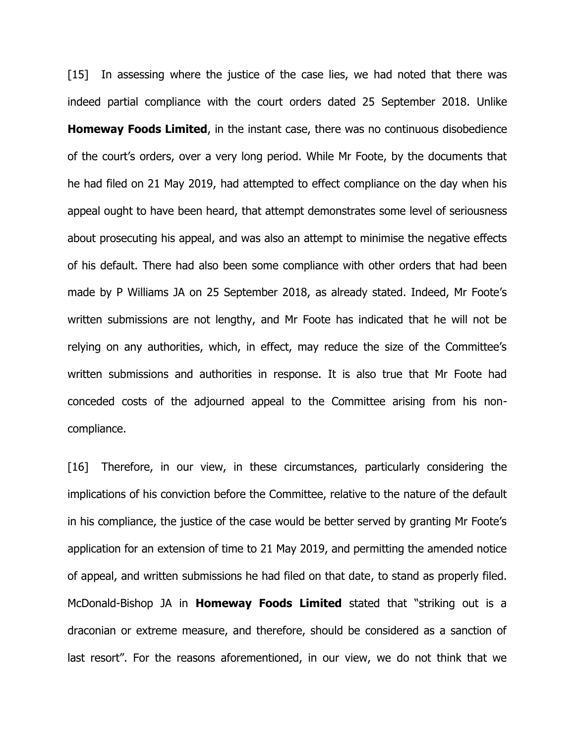[15] In assessing where the justice of the case lies, we had noted that there was indeed partial compliance with the court orders dated 25 September 2018. Unlike **Homeway Foods Limited**, in the instant case, there was no continuous disobedience of the court's orders, over a very long period. While Mr Foote, by the documents that he had filed on 21 May 2019, had attempted to effect compliance on the day when his appeal ought to have been heard, that attempt demonstrates some level of seriousness about prosecuting his appeal, and was also an attempt to minimise the negative effects of his default. There had also been some compliance with other orders that had been made by P Williams JA on 25 September 2018, as already stated. Indeed, Mr Foote's written submissions are not lengthy, and Mr Foote has indicated that he will not be relying on any authorities, which, in effect, may reduce the size of the Committee's written submissions and authorities in response. It is also true that Mr Foote had conceded costs of the adjourned appeal to the Committee arising from his non-compliance.

[16] Therefore, in our view, in these circumstances, particularly considering the implications of his conviction before the Committee, relative to the nature of the default in his compliance, the justice of the case would be better served by granting Mr Foote's application for an extension of time to 21 May 2019, and permitting the amended notice of appeal, and written submissions he had filed on that date, to stand as properly filed. McDonald-Bishop JA in **Homeway Foods Limited** stated that "striking out is a draconian or extreme measure, and therefore, should be considered as a sanction of last resort". For the reasons aforementioned, in our view, we do not think that we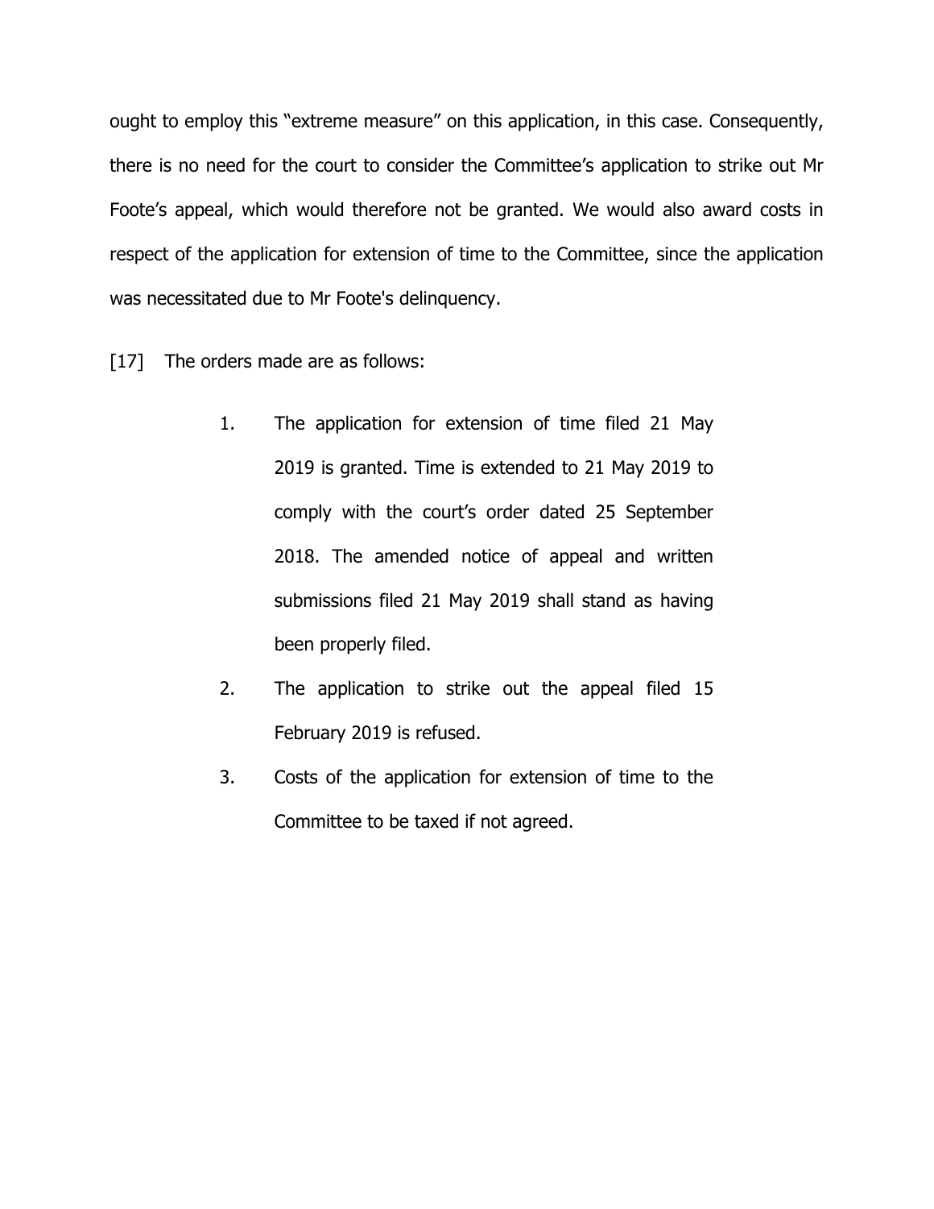ought to employ this "extreme measure" on this application, in this case. Consequently, there is no need for the court to consider the Committee's application to strike out Mr Foote's appeal, which would therefore not be granted. We would also award costs in respect of the application for extension of time to the Committee, since the application was necessitated due to Mr Foote's delinquency.

[17] The orders made are as follows:

1. The application for extension of time filed 21 May 2019 is granted. Time is extended to 21 May 2019 to comply with the court's order dated 25 September 2018. The amended notice of appeal and written submissions filed 21 May 2019 shall stand as having been properly filed.
2. The application to strike out the appeal filed 15 February 2019 is refused.
3. Costs of the application for extension of time to the Committee to be taxed if not agreed.